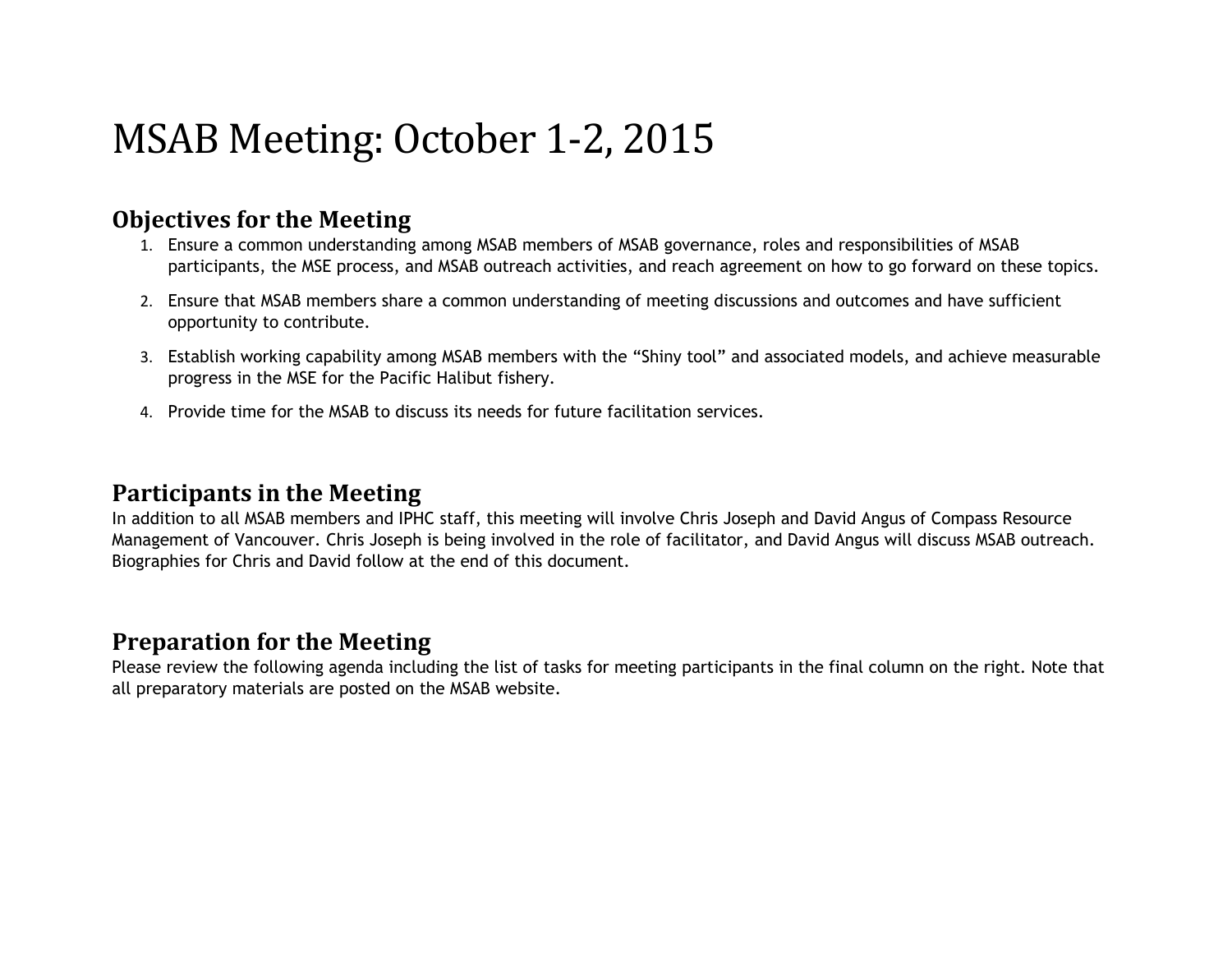# MSAB Meeting: October 1-2, 2015

## Objectives for the Meeting

1. Ensure a common understanding among MSAB members of MSAB governance, roles and responsibilities of MSAB participants, the MSE process, and MSAB outreach activities, and reach agreement on how to go forward on these topics.
2. Ensure that MSAB members share a common understanding of meeting discussions and outcomes and have sufficient opportunity to contribute.
3. Establish working capability among MSAB members with the "Shiny tool" and associated models, and achieve measurable progress in the MSE for the Pacific Halibut fishery.
4. Provide time for the MSAB to discuss its needs for future facilitation services.

## Participants in the Meeting

In addition to all MSAB members and IPHC staff, this meeting will involve Chris Joseph and David Angus of Compass Resource Management of Vancouver. Chris Joseph is being involved in the role of facilitator, and David Angus will discuss MSAB outreach. Biographies for Chris and David follow at the end of this document.

## Preparation for the Meeting

Please review the following agenda including the list of tasks for meeting participants in the final column on the right. Note that all preparatory materials are posted on the MSAB website.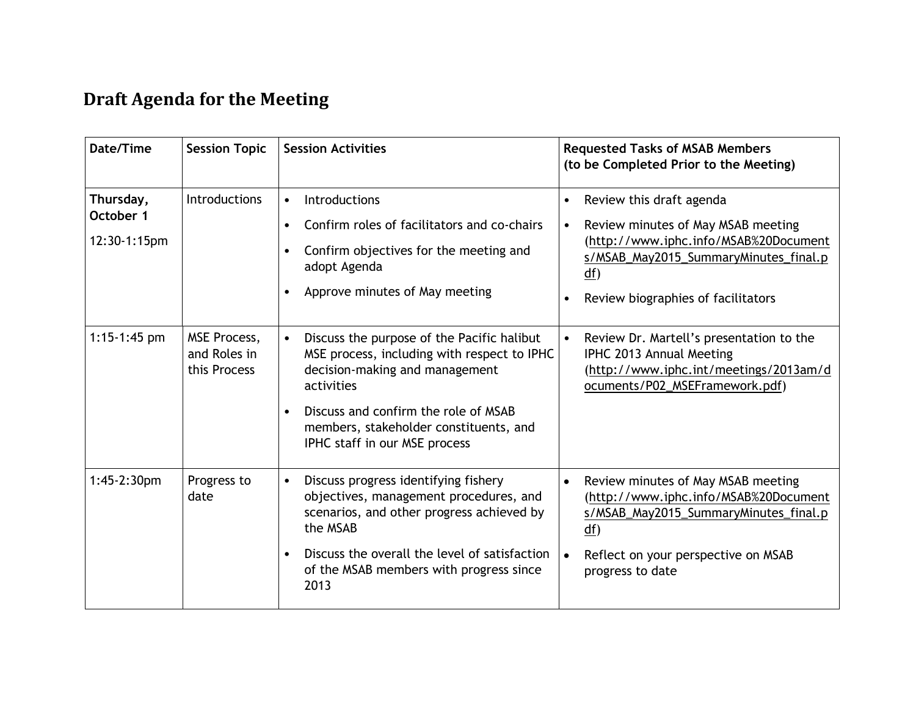## Draft Agenda for the Meeting

| Date/Time | Session Topic | Session Activities | Requested Tasks of MSAB Members (to be Completed Prior to the Meeting) |
|---|---|---|---|
| **Thursday, October 1** 12:30-1:15pm | Introductions | • Introductions<br>• Confirm roles of facilitators and co-chairs<br>• Confirm objectives for the meeting and adopt Agenda<br>• Approve minutes of May meeting | • Review this draft agenda<br>• Review minutes of May MSAB meeting (http://www.iphc.info/MSAB%20Documents/MSAB_May2015_SummaryMinutes_final.pdf)<br>• Review biographies of facilitators |
| 1:15-1:45 pm | MSE Process, and Roles in this Process | • Discuss the purpose of the Pacific halibut MSE process, including with respect to IPHC decision-making and management activities<br>• Discuss and confirm the role of MSAB members, stakeholder constituents, and IPHC staff in our MSE process | • Review Dr. Martell's presentation to the IPHC 2013 Annual Meeting (http://www.iphc.int/meetings/2013am/documents/P02_MSEFramework.pdf) |
| 1:45-2:30pm | Progress to date | • Discuss progress identifying fishery objectives, management procedures, and scenarios, and other progress achieved by the MSAB<br>• Discuss the overall the level of satisfaction of the MSAB members with progress since 2013 | • Review minutes of May MSAB meeting (http://www.iphc.info/MSAB%20Documents/MSAB_May2015_SummaryMinutes_final.pdf)<br>• Reflect on your perspective on MSAB progress to date |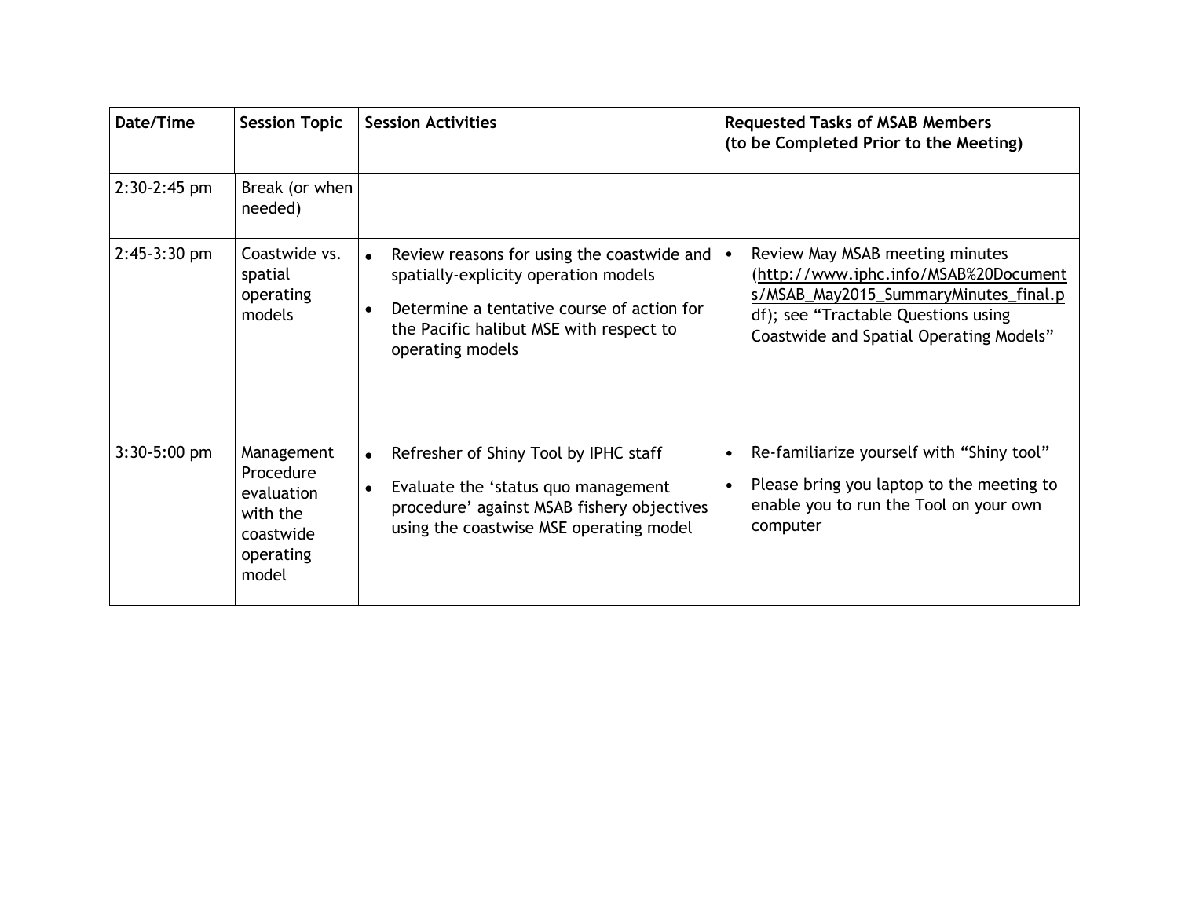| Date/Time | Session Topic | Session Activities | Requested Tasks of MSAB Members (to be Completed Prior to the Meeting) |
|---|---|---|---|
| 2:30-2:45 pm | Break (or when needed) | | |
| 2:45-3:30 pm | Coastwide vs. spatial operating models | • Review reasons for using the coastwide and spatially-explicity operation models<br>• Determine a tentative course of action for the Pacific halibut MSE with respect to operating models | • Review May MSAB meeting minutes (http://www.iphc.info/MSAB%20Documents/MSAB_May2015_SummaryMinutes_final.pdf); see "Tractable Questions using Coastwide and Spatial Operating Models" |
| 3:30-5:00 pm | Management Procedure evaluation with the coastwide operating model | • Refresher of Shiny Tool by IPHC staff<br>• Evaluate the 'status quo management procedure' against MSAB fishery objectives using the coastwise MSE operating model | • Re-familiarize yourself with "Shiny tool"<br>• Please bring you laptop to the meeting to enable you to run the Tool on your own computer |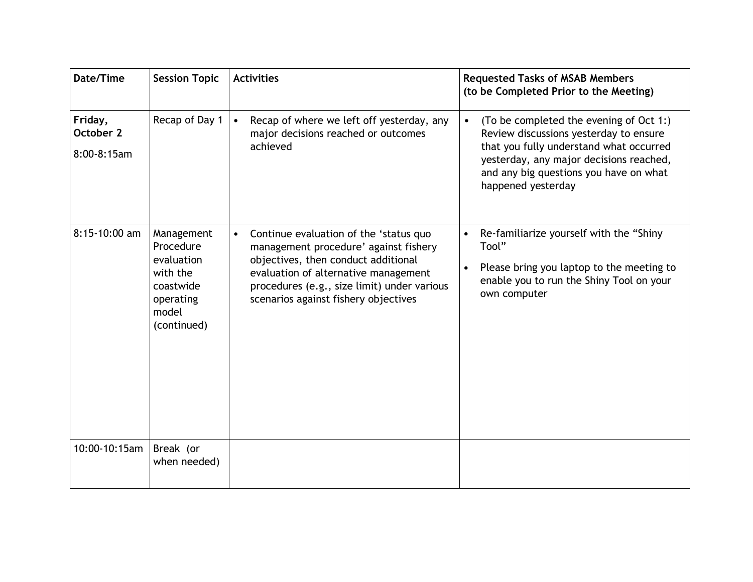| Date/Time | Session Topic | Activities | Requested Tasks of MSAB Members (to be Completed Prior to the Meeting) |
|---|---|---|---|
| **Friday, October 2** 8:00-8:15am | Recap of Day 1 | • Recap of where we left off yesterday, any major decisions reached or outcomes achieved | • (To be completed the evening of Oct 1:) Review discussions yesterday to ensure that you fully understand what occurred yesterday, any major decisions reached, and any big questions you have on what happened yesterday |
| 8:15-10:00 am | Management Procedure evaluation with the coastwide operating model (continued) | • Continue evaluation of the 'status quo management procedure' against fishery objectives, then conduct additional evaluation of alternative management procedures (e.g., size limit) under various scenarios against fishery objectives | • Re-familiarize yourself with the "Shiny Tool"<br>• Please bring you laptop to the meeting to enable you to run the Shiny Tool on your own computer |
| 10:00-10:15am | Break (or when needed) | | |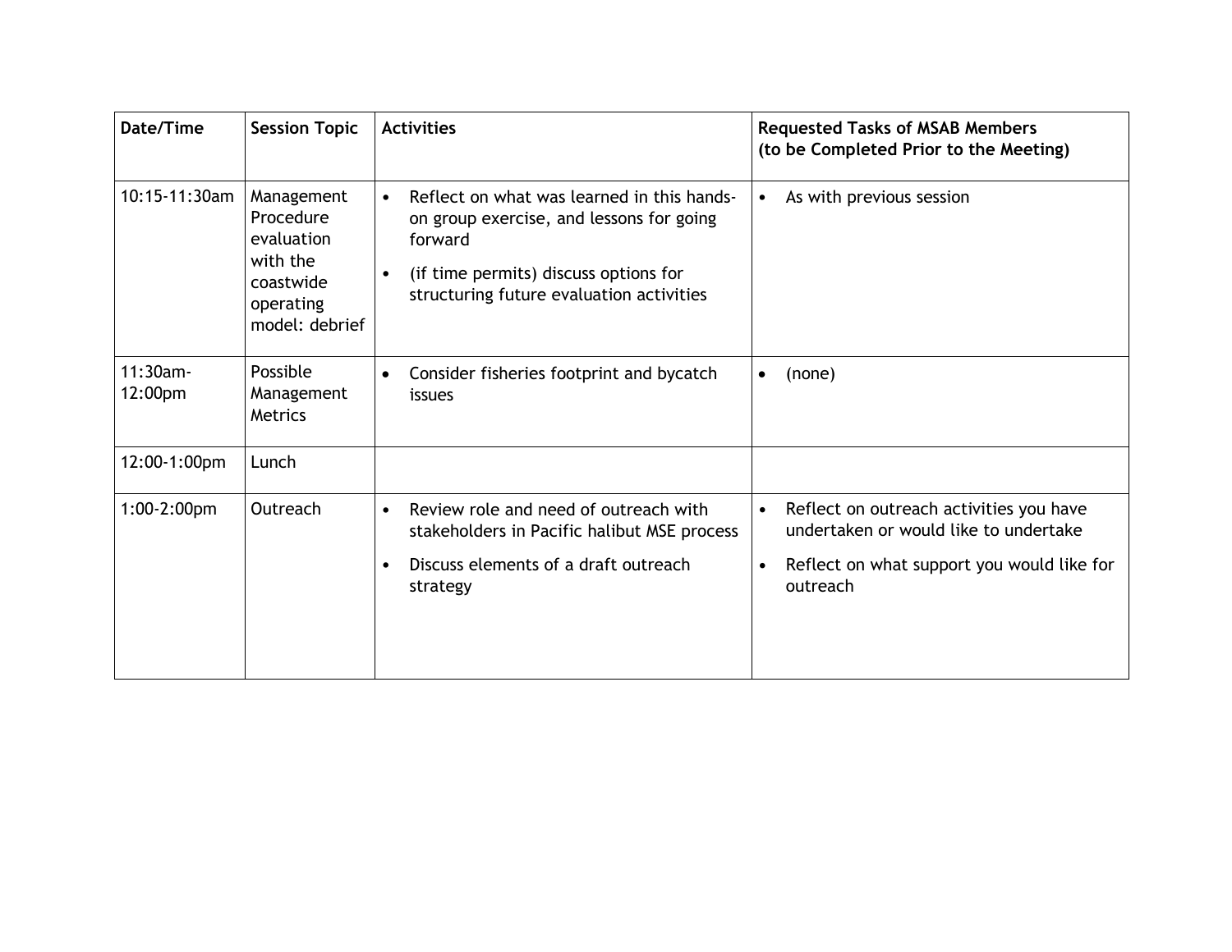| Date/Time | Session Topic | Activities | Requested Tasks of MSAB Members (to be Completed Prior to the Meeting) |
|---|---|---|---|
| 10:15-11:30am | Management Procedure evaluation with the coastwide operating model: debrief | • Reflect on what was learned in this hands-on group exercise, and lessons for going forward<br>• (if time permits) discuss options for structuring future evaluation activities | • As with previous session |
| 11:30am-12:00pm | Possible Management Metrics | • Consider fisheries footprint and bycatch issues | • (none) |
| 12:00-1:00pm | Lunch | | |
| 1:00-2:00pm | Outreach | • Review role and need of outreach with stakeholders in Pacific halibut MSE process<br>• Discuss elements of a draft outreach strategy | • Reflect on outreach activities you have undertaken or would like to undertake<br>• Reflect on what support you would like for outreach |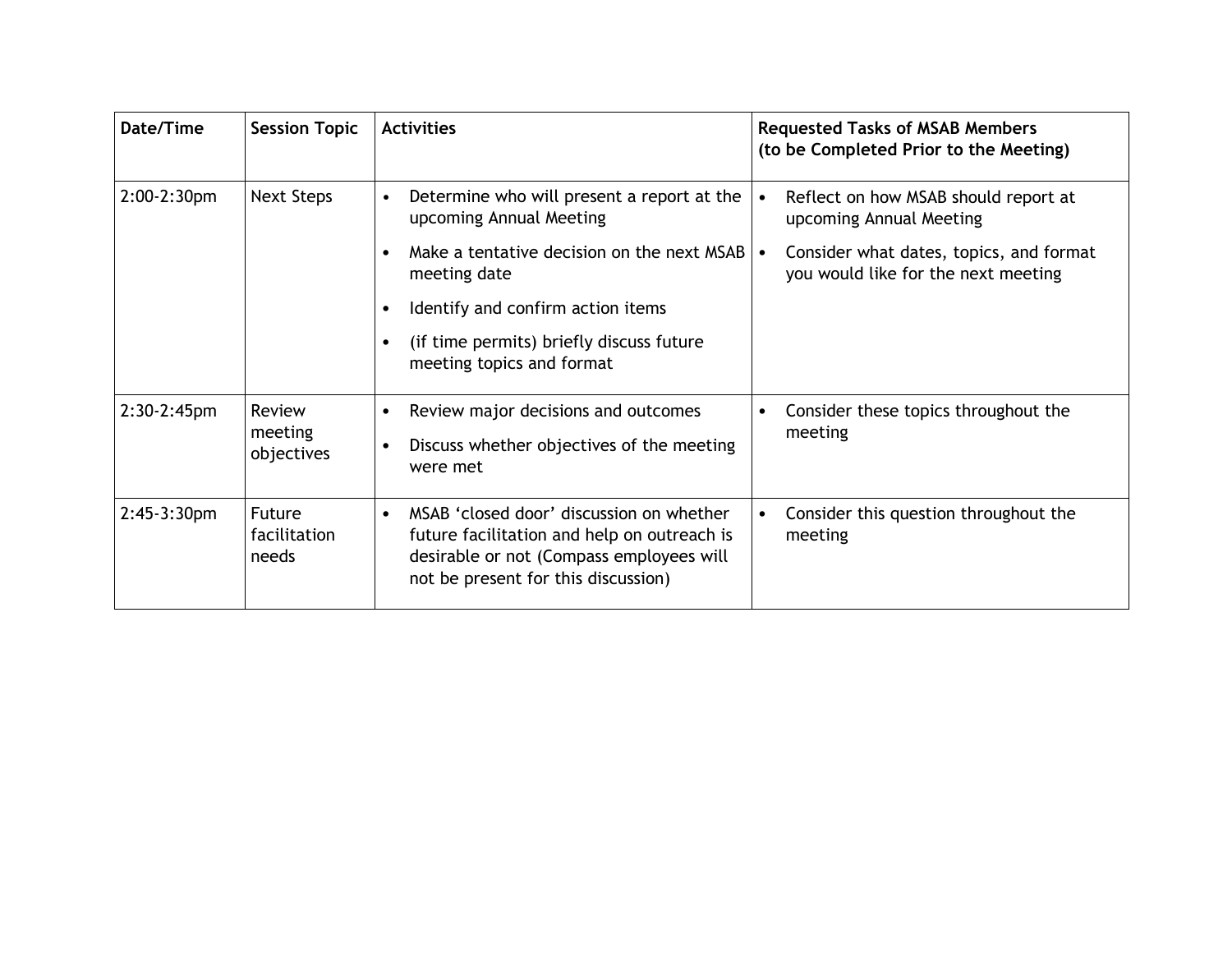| Date/Time | Session Topic | Activities | Requested Tasks of MSAB Members (to be Completed Prior to the Meeting) |
| --- | --- | --- | --- |
| 2:00-2:30pm | Next Steps | • Determine who will present a report at the upcoming Annual Meeting<br>• Make a tentative decision on the next MSAB meeting date<br>• Identify and confirm action items<br>• (if time permits) briefly discuss future meeting topics and format | • Reflect on how MSAB should report at upcoming Annual Meeting<br>• Consider what dates, topics, and format you would like for the next meeting |
| 2:30-2:45pm | Review meeting objectives | • Review major decisions and outcomes<br>• Discuss whether objectives of the meeting were met | • Consider these topics throughout the meeting |
| 2:45-3:30pm | Future facilitation needs | • MSAB 'closed door' discussion on whether future facilitation and help on outreach is desirable or not (Compass employees will not be present for this discussion) | • Consider this question throughout the meeting |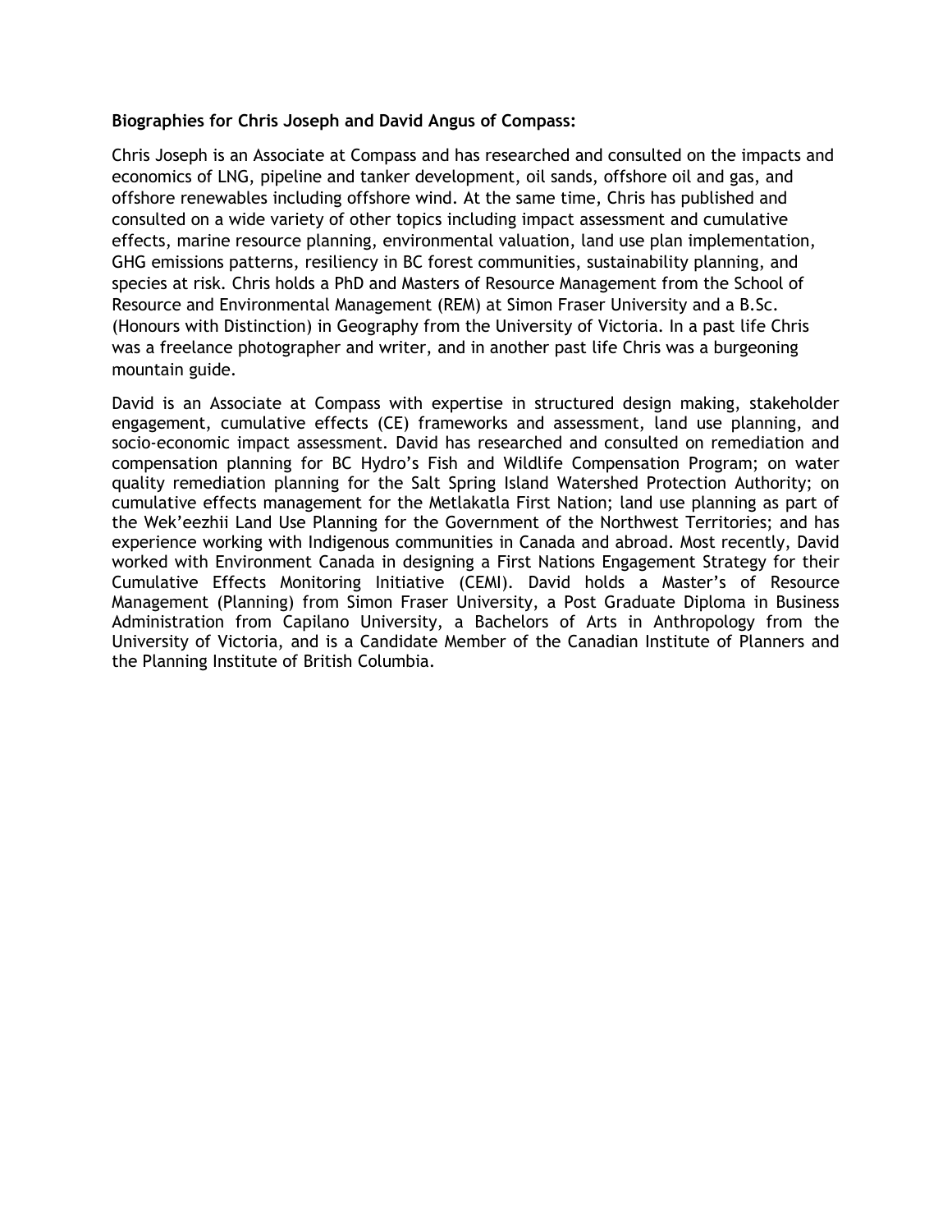**Biographies for Chris Joseph and David Angus of Compass:**

Chris Joseph is an Associate at Compass and has researched and consulted on the impacts and economics of LNG, pipeline and tanker development, oil sands, offshore oil and gas, and offshore renewables including offshore wind. At the same time, Chris has published and consulted on a wide variety of other topics including impact assessment and cumulative effects, marine resource planning, environmental valuation, land use plan implementation, GHG emissions patterns, resiliency in BC forest communities, sustainability planning, and species at risk. Chris holds a PhD and Masters of Resource Management from the School of Resource and Environmental Management (REM) at Simon Fraser University and a B.Sc. (Honours with Distinction) in Geography from the University of Victoria. In a past life Chris was a freelance photographer and writer, and in another past life Chris was a burgeoning mountain guide.

David is an Associate at Compass with expertise in structured design making, stakeholder engagement, cumulative effects (CE) frameworks and assessment, land use planning, and socio-economic impact assessment. David has researched and consulted on remediation and compensation planning for BC Hydro's Fish and Wildlife Compensation Program; on water quality remediation planning for the Salt Spring Island Watershed Protection Authority; on cumulative effects management for the Metlakatla First Nation; land use planning as part of the Wek'eezhii Land Use Planning for the Government of the Northwest Territories; and has experience working with Indigenous communities in Canada and abroad. Most recently, David worked with Environment Canada in designing a First Nations Engagement Strategy for their Cumulative Effects Monitoring Initiative (CEMI). David holds a Master's of Resource Management (Planning) from Simon Fraser University, a Post Graduate Diploma in Business Administration from Capilano University, a Bachelors of Arts in Anthropology from the University of Victoria, and is a Candidate Member of the Canadian Institute of Planners and the Planning Institute of British Columbia.